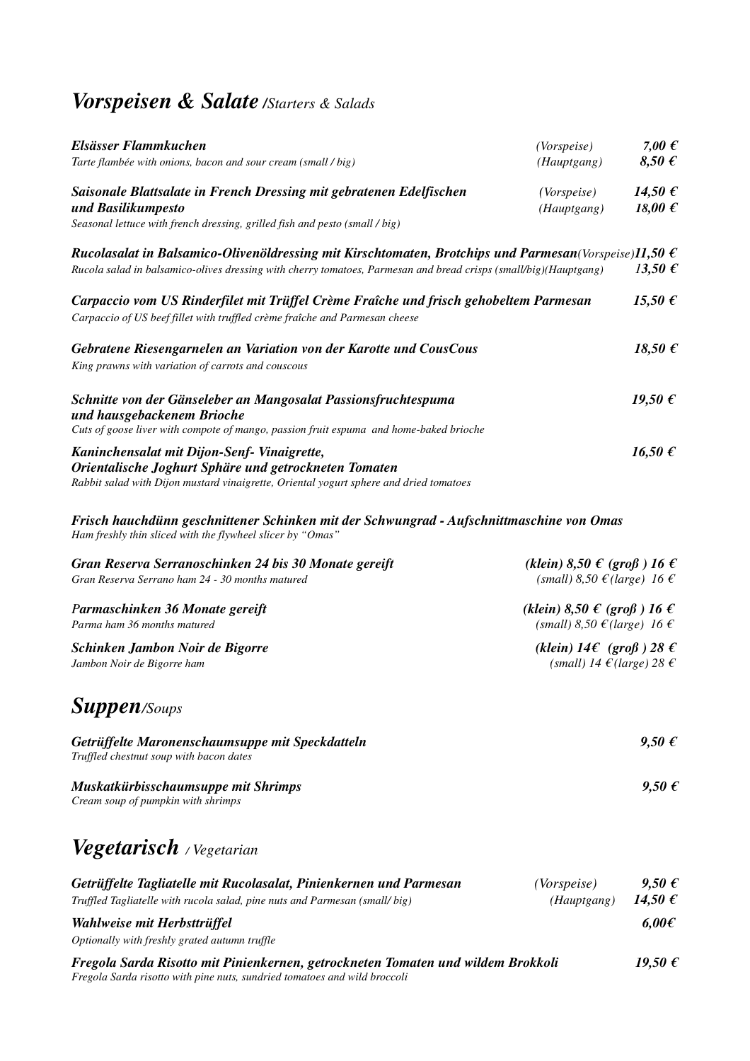## ***Vorspeisen & Salate** /Starters & Salads*

***Elsässer Flammkuchen*** *(Vorspeise)* ***7,00 €***
*Tarte flambée with onions, bacon and sour cream (small / big)* *(Hauptgang)* ***8,50 €***

***Saisonale Blattsalate in French Dressing mit gebratenen Edelfischen und Basilikumpesto*** *(Vorspeise)* ***14,50 €*** *(Hauptgang)* ***18,00 €***
*Seasonal lettuce with french dressing, grilled fish and pesto (small / big)*

***Rucolasalat in Balsamico-Olivenöldressing mit Kirschtomaten, Brotchips und Parmesan*** *(Vorspeise)* ***11,50 €***
*Rucola salad in balsamico-olives dressing with cherry tomatoes, Parmesan and bread crisps (small/big)* *(Hauptgang)* ***13,50 €***

***Carpaccio vom US Rinderfilet mit Trüffel Crème Fraîche und frisch gehobeltem Parmesan*** ***15,50 €***
*Carpaccio of US beef fillet with truffled crème fraîche and Parmesan cheese*

***Gebratene Riesengarnelen an Variation von der Karotte und CousCous*** ***18,50 €***
*King prawns with variation of carrots and couscous*

***Schnitte von der Gänseleber an Mangosalat Passionsfruchtespuma und hausgebackenem Brioche*** ***19,50 €***
*Cuts of goose liver with compote of mango, passion fruit espuma and home-baked brioche*

***Kaninchensalat mit Dijon-Senf- Vinaigrette, Orientalische Joghurt Sphäre und getrockneten Tomaten*** ***16,50 €***
*Rabbit salad with Dijon mustard vinaigrette, Oriental yogurt sphere and dried tomatoes*

***Frisch hauchdünn geschnittener Schinken mit der Schwungrad - Aufschnittmaschine von Omas***
*Ham freshly thin sliced with the flywheel slicer by "Omas"*

***Gran Reserva Serranoschinken 24 bis 30 Monate gereift*** ***(klein) 8,50 € (groß ) 16 €***
*Gran Reserva Serrano ham 24 - 30 months matured* *(small) 8,50 €(large) 16 €*

***Parmaschinken 36 Monate gereift*** ***(klein) 8,50 € (groß ) 16 €***
*Parma ham 36 months matured* *(small) 8,50 €(large) 16 €*

***Schinken Jambon Noir de Bigorre*** ***(klein) 14€ (groß ) 28 €***
*Jambon Noir de Bigorre ham* *(small) 14 €(large) 28 €*

## ***Suppen**/Soups*

***Getrüffelte Maronenschaumsuppe mit Speckdatteln*** ***9,50 €***
*Truffled chestnut soup with bacon dates*

***Muskatkürbisschaumsuppe mit Shrimps*** ***9,50 €***
*Cream soup of pumpkin with shrimps*

## ***Vegetarisch** / Vegetarian*

***Getrüffelte Tagliatelle mit Rucolasalat, Pinienkernen und Parmesan*** *(Vorspeise)* ***9,50 €***
*Truffled Tagliatelle with rucola salad, pine nuts and Parmesan (small/ big)* *(Hauptgang)* ***14,50 €***

***Wahlweise mit Herbsttrüffel*** ***6,00€***
*Optionally with freshly grated autumn truffle*

***Fregola Sarda Risotto mit Pinienkernen, getrockneten Tomaten und wildem Brokkoli*** ***19,50 €***
*Fregola Sarda risotto with pine nuts, sundried tomatoes and wild broccoli*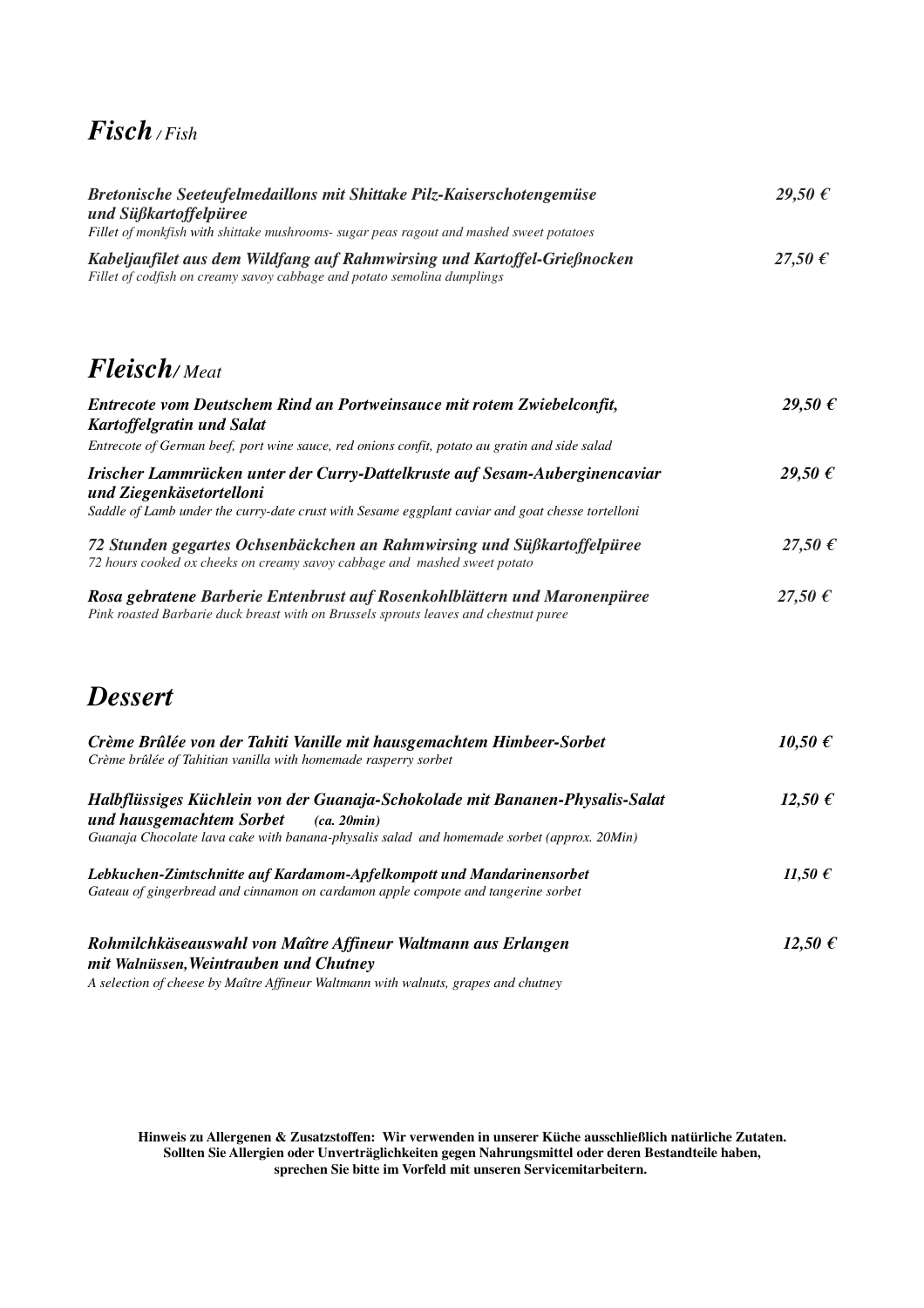## *Fisch* */ Fish*

***Bretonische Seeteufelmedaillons mit Shittake Pilz-Kaiserschotengemüse und Süßkartoffelpüree*** — ***29,50 €***
*Fillet of monkfish with shittake mushrooms- sugar peas ragout and mashed sweet potatoes*

***Kabeljaufilet aus dem Wildfang auf Rahmwirsing und Kartoffel-Grießnocken*** — ***27,50 €***
*Fillet of codfish on creamy savoy cabbage and potato semolina dumplings*

## *Fleisch* */ Meat*

***Entrecote vom Deutschem Rind an Portweinsauce mit rotem Zwiebelconfit, Kartoffelgratin und Salat*** — ***29,50 €***
*Entrecote of German beef, port wine sauce, red onions confit, potato au gratin and side salad*

***Irischer Lammrücken unter der Curry-Dattelkruste auf Sesam-Auberginencaviar und Ziegenkäsetortelloni*** — ***29,50 €***
*Saddle of Lamb under the curry-date crust with Sesame eggplant caviar and goat chesse tortelloni*

***72 Stunden gegartes Ochsenbäckchen an Rahmwirsing und Süßkartoffelpüree*** — ***27,50 €***
*72 hours cooked ox cheeks on creamy savoy cabbage and mashed sweet potato*

***Rosa gebratene Barberie Entenbrust auf Rosenkohlblättern und Maronenpüree*** — ***27,50 €***
*Pink roasted Barbarie duck breast with on Brussels sprouts leaves and chestnut puree*

## *Dessert*

***Crème Brûlée von der Tahiti Vanille mit hausgemachtem Himbeer-Sorbet*** — ***10,50 €***
*Crème brûlée of Tahitian vanilla with homemade rasperry sorbet*

***Halbflüssiges Küchlein von der Guanaja-Schokolade mit Bananen-Physalis-Salat und hausgemachtem Sorbet*** ***(ca. 20min)*** — ***12,50 €***
*Guanaja Chocolate lava cake with banana-physalis salad and homemade sorbet (approx. 20Min)*

***Lebkuchen-Zimtschnitte auf Kardamom-Apfelkompott und Mandarinensorbet*** — ***11,50 €***
*Gateau of gingerbread and cinnamon on cardamon apple compote and tangerine sorbet*

***Rohmilchkäseauswahl von Maître Affineur Waltmann aus Erlangen mit Walnüssen, Weintrauben und Chutney*** — ***12,50 €***
*A selection of cheese by Maître Affineur Waltmann with walnuts, grapes and chutney*

**Hinweis zu Allergenen & Zusatzstoffen: Wir verwenden in unserer Küche ausschließlich natürliche Zutaten. Sollten Sie Allergien oder Unverträglichkeiten gegen Nahrungsmittel oder deren Bestandteile haben, sprechen Sie bitte im Vorfeld mit unseren Servicemitarbeitern.**